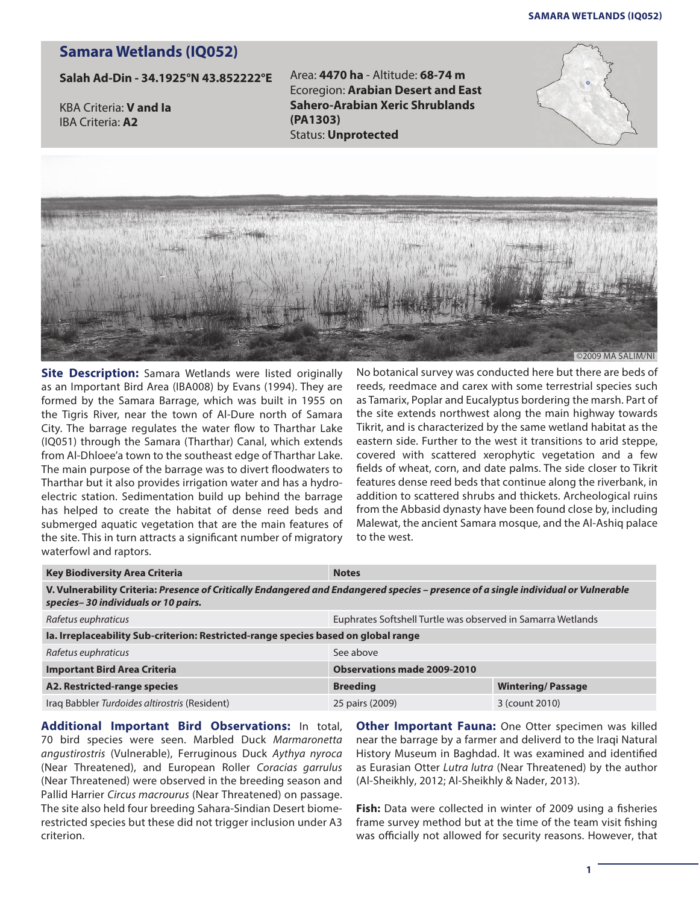## Samara Wetlands (IQ052)

**Salah Ad-Din - 34.1925°N 43.852222°E**

KBA Criteria: **V and Ia**
IBA Criteria: **A2**

Area: **4470 ha** - Altitude: **68-74 m**
Ecoregion: **Arabian Desert and East Sahero-Arabian Xeric Shrublands (PA1303)**
Status: **Unprotected**

©2009 MA SALIM/NI

**Site Description:** Samara Wetlands were listed originally as an Important Bird Area (IBA008) by Evans (1994). They are formed by the Samara Barrage, which was built in 1955 on the Tigris River, near the town of Al-Dure north of Samara City. The barrage regulates the water flow to Tharthar Lake (IQ051) through the Samara (Tharthar) Canal, which extends from Al-Dhloee'a town to the southeast edge of Tharthar Lake. The main purpose of the barrage was to divert floodwaters to Tharthar but it also provides irrigation water and has a hydro-electric station. Sedimentation build up behind the barrage has helped to create the habitat of dense reed beds and submerged aquatic vegetation that are the main features of the site. This in turn attracts a significant number of migratory waterfowl and raptors.

No botanical survey was conducted here but there are beds of reeds, reedmace and carex with some terrestrial species such as Tamarix, Poplar and Eucalyptus bordering the marsh. Part of the site extends northwest along the main highway towards Tikrit, and is characterized by the same wetland habitat as the eastern side. Further to the west it transitions to arid steppe, covered with scattered xerophytic vegetation and a few fields of wheat, corn, and date palms. The side closer to Tikrit features dense reed beds that continue along the riverbank, in addition to scattered shrubs and thickets. Archeological ruins from the Abbasid dynasty have been found close by, including Malewat, the ancient Samara mosque, and the Al-Ashiq palace to the west.

| **Key Biodiversity Area Criteria** | **Notes** | |
|---|---|---|
| **V. Vulnerability Criteria:** ***Presence of Critically Endangered and Endangered species – presence of a single individual or Vulnerable species– 30 individuals or 10 pairs.*** | | |
| *Rafetus euphraticus* | Euphrates Softshell Turtle was observed in Samarra Wetlands | |
| **Ia. Irreplaceability Sub-criterion: Restricted-range species based on global range** | | |
| *Rafetus euphraticus* | See above | |
| **Important Bird Area Criteria** | **Observations made 2009-2010** | |
| **A2. Restricted-range species** | **Breeding** | **Wintering/ Passage** |
| Iraq Babbler *Turdoides altirostris* (Resident) | 25 pairs (2009) | 3 (count 2010) |

**Additional Important Bird Observations:** In total, 70 bird species were seen. Marbled Duck *Marmaronetta angustirostris* (Vulnerable), Ferruginous Duck *Aythya nyroca* (Near Threatened), and European Roller *Coracias garrulus* (Near Threatened) were observed in the breeding season and Pallid Harrier *Circus macrourus* (Near Threatened) on passage. The site also held four breeding Sahara-Sindian Desert biome-restricted species but these did not trigger inclusion under A3 criterion.

**Other Important Fauna:** One Otter specimen was killed near the barrage by a farmer and deliverd to the Iraqi Natural History Museum in Baghdad. It was examined and identified as Eurasian Otter *Lutra lutra* (Near Threatened) by the author (Al-Sheikhly, 2012; Al-Sheikhly & Nader, 2013).

**Fish:** Data were collected in winter of 2009 using a fisheries frame survey method but at the time of the team visit fishing was officially not allowed for security reasons. However, that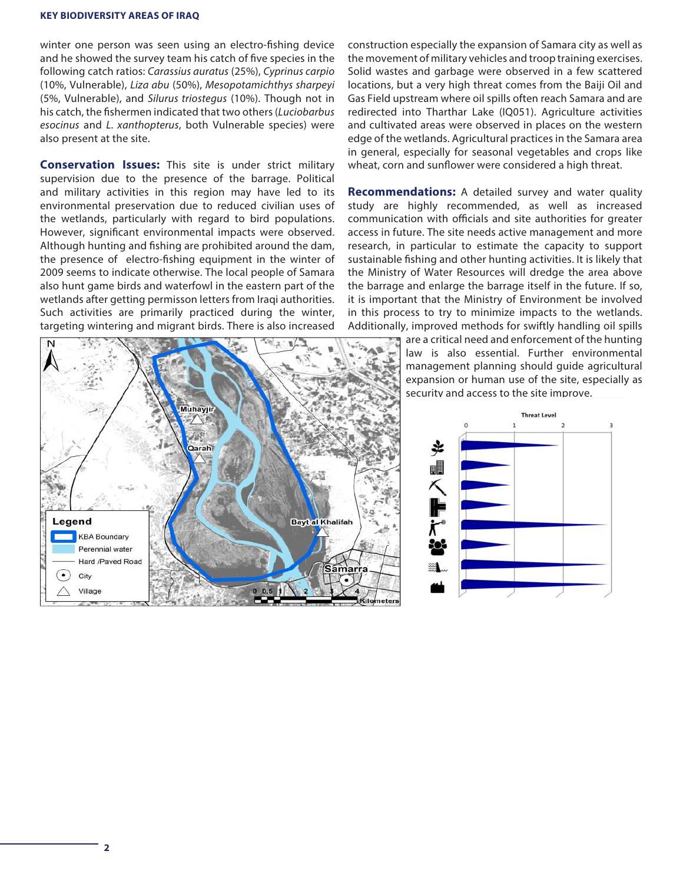winter one person was seen using an electro-fishing device and he showed the survey team his catch of five species in the following catch ratios: *Carassius auratus* (25%), *Cyprinus carpio* (10%, Vulnerable), *Liza abu* (50%), *Mesopotamichthys sharpeyi* (5%, Vulnerable), and *Silurus triostegus* (10%). Though not in his catch, the fishermen indicated that two others (*Luciobarbus esocinus* and *L. xanthopterus*, both Vulnerable species) were also present at the site.

**Conservation Issues:** This site is under strict military supervision due to the presence of the barrage. Political and military activities in this region may have led to its environmental preservation due to reduced civilian uses of the wetlands, particularly with regard to bird populations. However, significant environmental impacts were observed. Although hunting and fishing are prohibited around the dam, the presence of electro-fishing equipment in the winter of 2009 seems to indicate otherwise. The local people of Samara also hunt game birds and waterfowl in the eastern part of the wetlands after getting permisson letters from Iraqi authorities. Such activities are primarily practiced during the winter, targeting wintering and migrant birds. There is also increased construction especially the expansion of Samara city as well as the movement of military vehicles and troop training exercises. Solid wastes and garbage were observed in a few scattered locations, but a very high threat comes from the Baiji Oil and Gas Field upstream where oil spills often reach Samara and are redirected into Tharthar Lake (IQ051). Agriculture activities and cultivated areas were observed in places on the western edge of the wetlands. Agricultural practices in the Samara area in general, especially for seasonal vegetables and crops like wheat, corn and sunflower were considered a high threat.

**Recommendations:** A detailed survey and water quality study are highly recommended, as well as increased communication with officials and site authorities for greater access in future. The site needs active management and more research, in particular to estimate the capacity to support sustainable fishing and other hunting activities. It is likely that the Ministry of Water Resources will dredge the area above the barrage and enlarge the barrage itself in the future. If so, it is important that the Ministry of Environment be involved in this process to try to minimize impacts to the wetlands. Additionally, improved methods for swiftly handling oil spills are a critical need and enforcement of the hunting law is also essential. Further environmental management planning should guide agricultural expansion or human use of the site, especially as security and access to the site improve.

N
Muhayjir
Qarah
Bayt al Khalifah
Samarra
Legend
KBA Boundary
Perennial water
Hard /Paved Road
City
Village
0 0.5 1 2 3 4 Kilometers

Threat Level
0 1 2 3